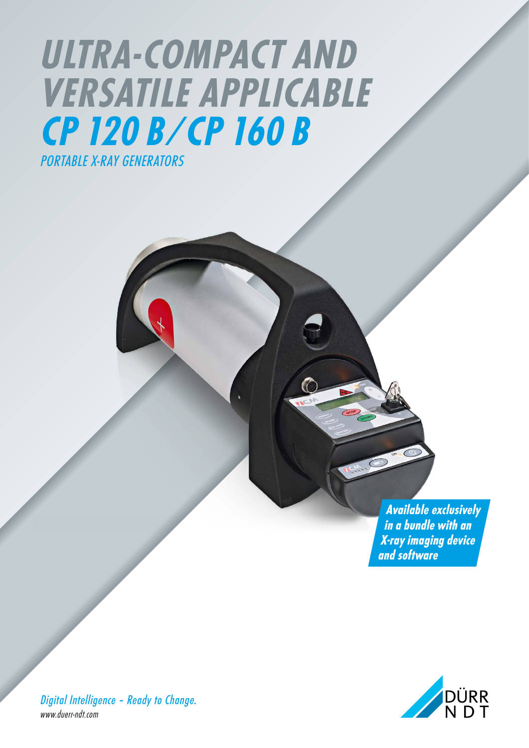# ULTRA-COMPACT AND VERSATILE APPLICABLE

# CP 120 B / CP 160 B

## PORTABLE X-RAY GENERATORS

***Available exclusively in a bundle with an X-ray imaging device and software***

*Digital Intelligence – Ready to Change.*

*www.duerr-ndt.com*

DÜRR NDT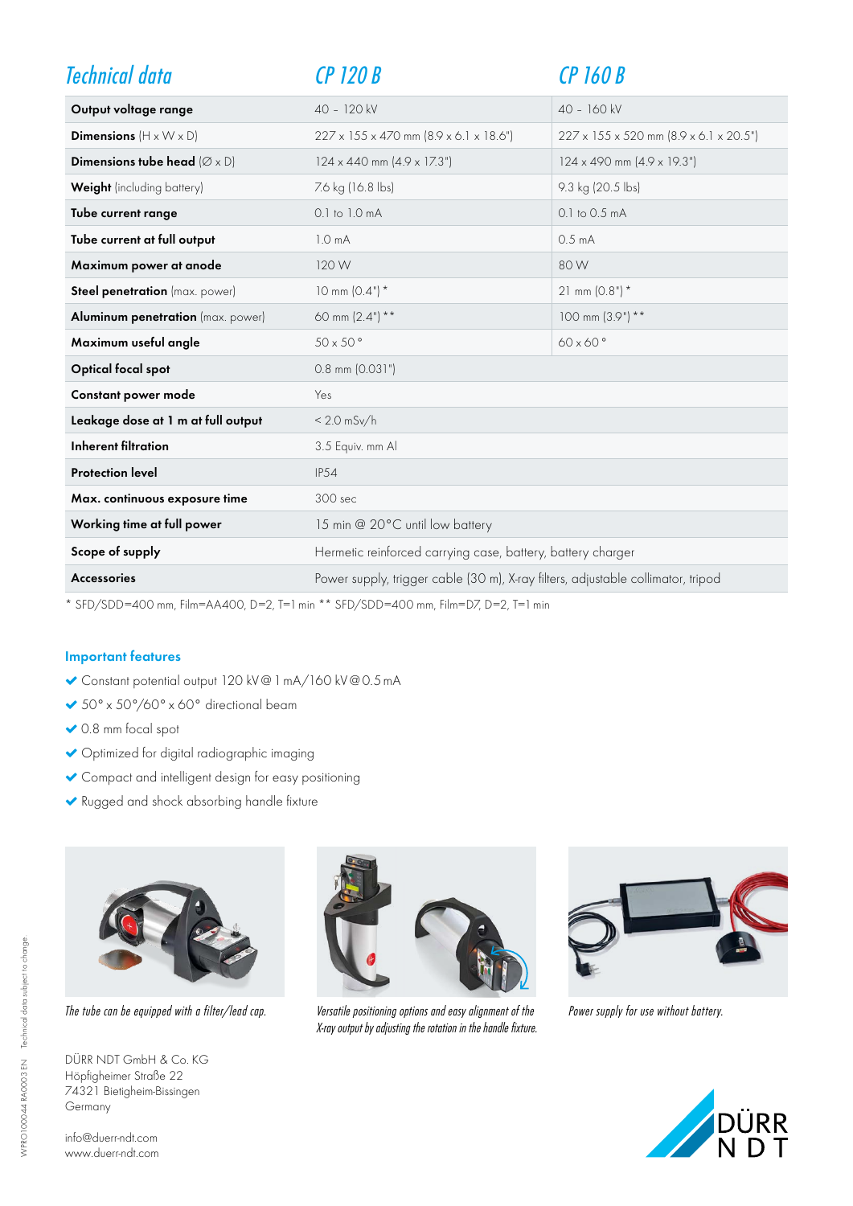| Technical data | CP 120 B | CP 160 B |
|---|---|---|
| **Output voltage range** | 40 - 120 kV | 40 - 160 kV |
| **Dimensions** (H x W x D) | 227 x 155 x 470 mm (8.9 x 6.1 x 18.6") | 227 x 155 x 520 mm (8.9 x 6.1 x 20.5") |
| **Dimensions tube head** (Ø x D) | 124 x 440 mm (4.9 x 17.3") | 124 x 490 mm (4.9 x 19.3") |
| **Weight** (including battery) | 7.6 kg (16.8 lbs) | 9.3 kg (20.5 lbs) |
| **Tube current range** | 0.1 to 1.0 mA | 0.1 to 0.5 mA |
| **Tube current at full output** | 1.0 mA | 0.5 mA |
| **Maximum power at anode** | 120 W | 80 W |
| **Steel penetration** (max. power) | 10 mm (0.4") * | 21 mm (0.8") * |
| **Aluminum penetration** (max. power) | 60 mm (2.4") ** | 100 mm (3.9") ** |
| **Maximum useful angle** | 50 x 50 ° | 60 x 60 ° |
| **Optical focal spot** | 0.8 mm (0.031") | |
| **Constant power mode** | Yes | |
| **Leakage dose at 1 m at full output** | < 2.0 mSv/h | |
| **Inherent filtration** | 3.5 Equiv. mm Al | |
| **Protection level** | IP54 | |
| **Max. continuous exposure time** | 300 sec | |
| **Working time at full power** | 15 min @ 20°C until low battery | |
| **Scope of supply** | Hermetic reinforced carrying case, battery, battery charger | |
| **Accessories** | Power supply, trigger cable (30 m), X-ray filters, adjustable collimator, tripod | |

* SFD/SDD=400 mm, Film=AA400, D=2, T=1 min ** SFD/SDD=400 mm, Film=D7, D=2, T=1 min

### Important features

- Constant potential output 120 kV @ 1 mA/160 kV @ 0.5 mA
- 50° x 50°/60° x 60° directional beam
- 0.8 mm focal spot
- Optimized for digital radiographic imaging
- Compact and intelligent design for easy positioning
- Rugged and shock absorbing handle fixture

*The tube can be equipped with a filter/lead cap.*

*Versatile positioning options and easy alignment of the X-ray output by adjusting the rotation in the handle fixture.*

*Power supply for use without battery.*

DÜRR NDT GmbH & Co. KG
Höpfigheimer Straße 22
74321 Bietigheim-Bissingen
Germany

info@duerr-ndt.com
www.duerr-ndt.com

WPRO10044 RA0003 EN Technical data subject to change

DÜRR NDT